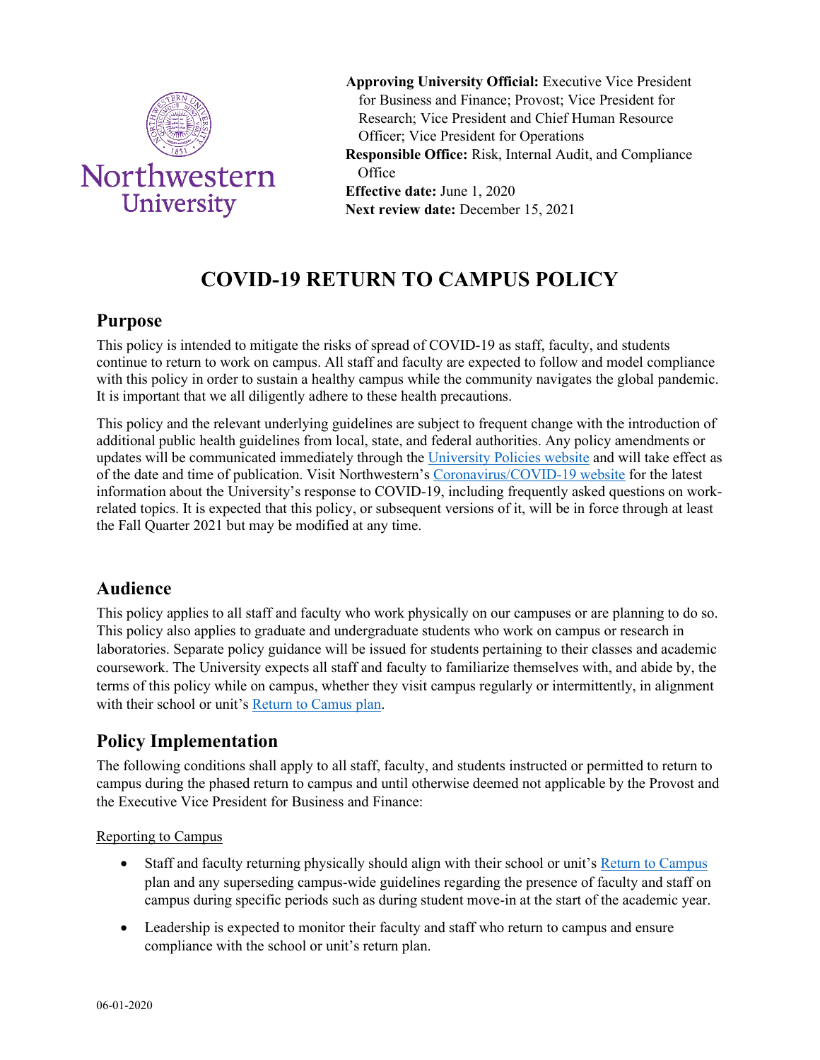**Approving University Official:** Executive Vice President for Business and Finance; Provost; Vice President for Research; Vice President and Chief Human Resource Officer; Vice President for Operations
**Responsible Office:** Risk, Internal Audit, and Compliance Office
**Effective date:** June 1, 2020
**Next review date:** December 15, 2021

# COVID-19 RETURN TO CAMPUS POLICY

## Purpose

This policy is intended to mitigate the risks of spread of COVID-19 as staff, faculty, and students continue to return to work on campus. All staff and faculty are expected to follow and model compliance with this policy in order to sustain a healthy campus while the community navigates the global pandemic. It is important that we all diligently adhere to these health precautions.

This policy and the relevant underlying guidelines are subject to frequent change with the introduction of additional public health guidelines from local, state, and federal authorities. Any policy amendments or updates will be communicated immediately through the University Policies website and will take effect as of the date and time of publication. Visit Northwestern's Coronavirus/COVID-19 website for the latest information about the University's response to COVID-19, including frequently asked questions on work-related topics. It is expected that this policy, or subsequent versions of it, will be in force through at least the Fall Quarter 2021 but may be modified at any time.

## Audience

This policy applies to all staff and faculty who work physically on our campuses or are planning to do so. This policy also applies to graduate and undergraduate students who work on campus or research in laboratories. Separate policy guidance will be issued for students pertaining to their classes and academic coursework. The University expects all staff and faculty to familiarize themselves with, and abide by, the terms of this policy while on campus, whether they visit campus regularly or intermittently, in alignment with their school or unit's Return to Camus plan.

## Policy Implementation

The following conditions shall apply to all staff, faculty, and students instructed or permitted to return to campus during the phased return to campus and until otherwise deemed not applicable by the Provost and the Executive Vice President for Business and Finance:

Reporting to Campus

- Staff and faculty returning physically should align with their school or unit's Return to Campus plan and any superseding campus-wide guidelines regarding the presence of faculty and staff on campus during specific periods such as during student move-in at the start of the academic year.
- Leadership is expected to monitor their faculty and staff who return to campus and ensure compliance with the school or unit's return plan.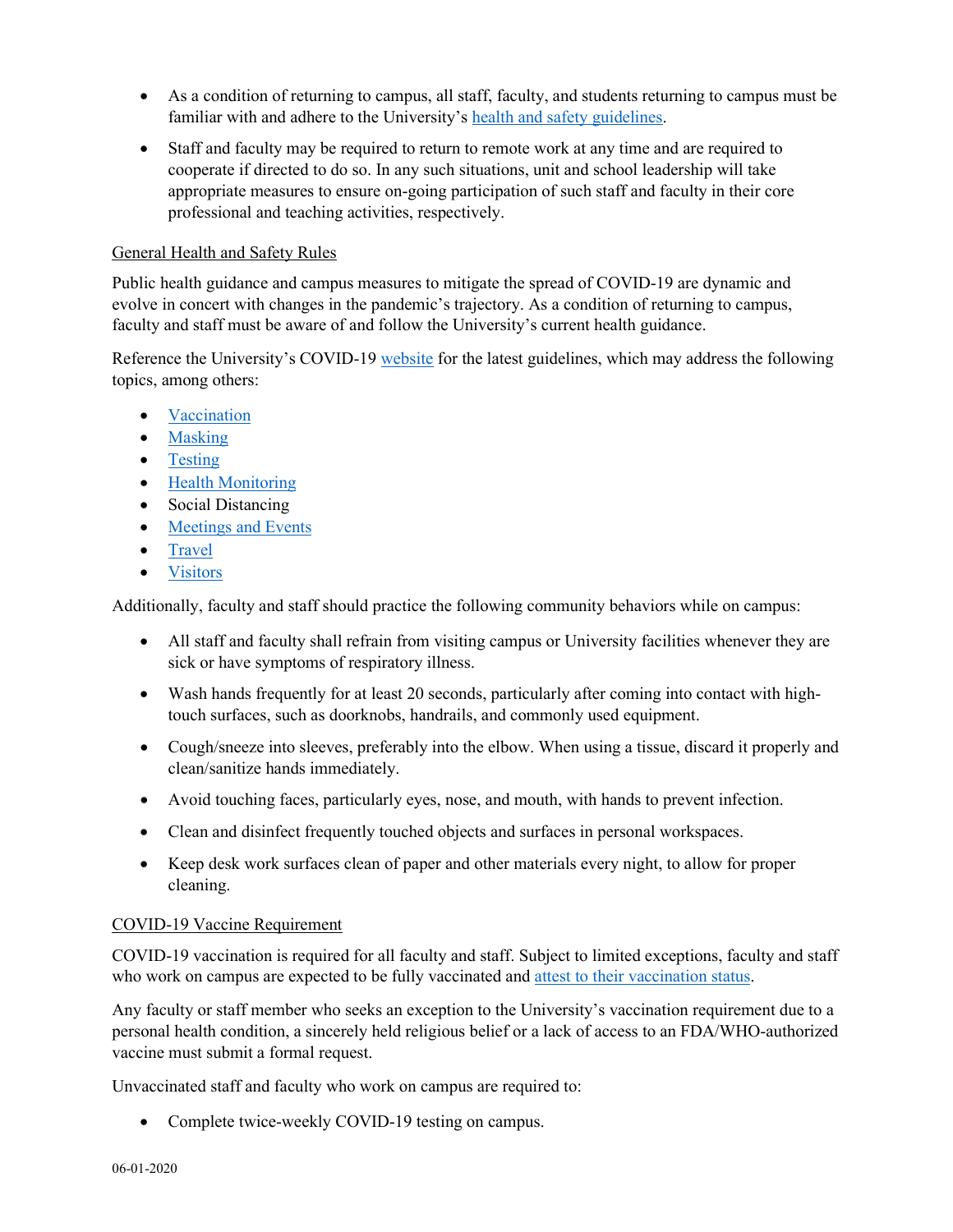- As a condition of returning to campus, all staff, faculty, and students returning to campus must be familiar with and adhere to the University's health and safety guidelines.
- Staff and faculty may be required to return to remote work at any time and are required to cooperate if directed to do so. In any such situations, unit and school leadership will take appropriate measures to ensure on-going participation of such staff and faculty in their core professional and teaching activities, respectively.

## General Health and Safety Rules

Public health guidance and campus measures to mitigate the spread of COVID-19 are dynamic and evolve in concert with changes in the pandemic's trajectory. As a condition of returning to campus, faculty and staff must be aware of and follow the University's current health guidance.

Reference the University's COVID-19 website for the latest guidelines, which may address the following topics, among others:

- Vaccination
- Masking
- Testing
- Health Monitoring
- Social Distancing
- Meetings and Events
- Travel
- Visitors

Additionally, faculty and staff should practice the following community behaviors while on campus:

- All staff and faculty shall refrain from visiting campus or University facilities whenever they are sick or have symptoms of respiratory illness.
- Wash hands frequently for at least 20 seconds, particularly after coming into contact with high-touch surfaces, such as doorknobs, handrails, and commonly used equipment.
- Cough/sneeze into sleeves, preferably into the elbow. When using a tissue, discard it properly and clean/sanitize hands immediately.
- Avoid touching faces, particularly eyes, nose, and mouth, with hands to prevent infection.
- Clean and disinfect frequently touched objects and surfaces in personal workspaces.
- Keep desk work surfaces clean of paper and other materials every night, to allow for proper cleaning.

## COVID-19 Vaccine Requirement

COVID-19 vaccination is required for all faculty and staff. Subject to limited exceptions, faculty and staff who work on campus are expected to be fully vaccinated and attest to their vaccination status.

Any faculty or staff member who seeks an exception to the University's vaccination requirement due to a personal health condition, a sincerely held religious belief or a lack of access to an FDA/WHO-authorized vaccine must submit a formal request.

Unvaccinated staff and faculty who work on campus are required to:

- Complete twice-weekly COVID-19 testing on campus.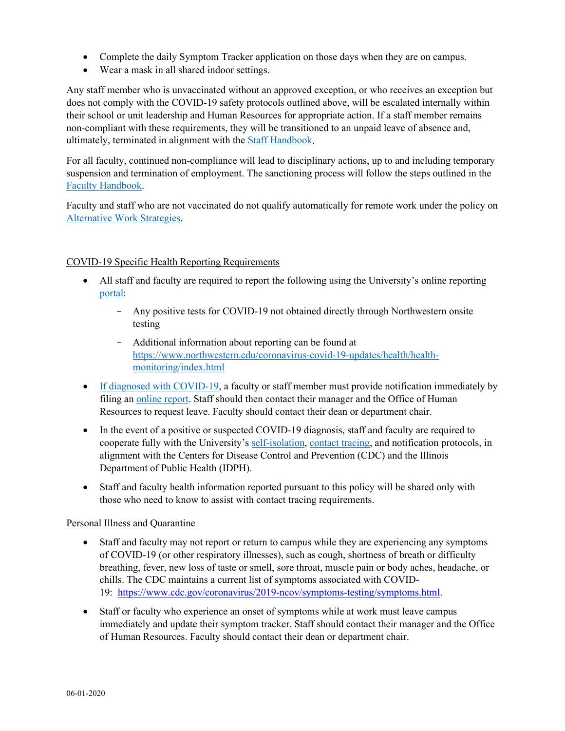- Complete the daily Symptom Tracker application on those days when they are on campus.
- Wear a mask in all shared indoor settings.

Any staff member who is unvaccinated without an approved exception, or who receives an exception but does not comply with the COVID-19 safety protocols outlined above, will be escalated internally within their school or unit leadership and Human Resources for appropriate action. If a staff member remains non-compliant with these requirements, they will be transitioned to an unpaid leave of absence and, ultimately, terminated in alignment with the Staff Handbook.

For all faculty, continued non-compliance will lead to disciplinary actions, up to and including temporary suspension and termination of employment. The sanctioning process will follow the steps outlined in the Faculty Handbook.

Faculty and staff who are not vaccinated do not qualify automatically for remote work under the policy on Alternative Work Strategies.

## COVID-19 Specific Health Reporting Requirements

- All staff and faculty are required to report the following using the University's online reporting portal:
  - Any positive tests for COVID-19 not obtained directly through Northwestern onsite testing
  - Additional information about reporting can be found at https://www.northwestern.edu/coronavirus-covid-19-updates/health/health-monitoring/index.html
- If diagnosed with COVID-19, a faculty or staff member must provide notification immediately by filing an online report. Staff should then contact their manager and the Office of Human Resources to request leave. Faculty should contact their dean or department chair.
- In the event of a positive or suspected COVID-19 diagnosis, staff and faculty are required to cooperate fully with the University's self-isolation, contact tracing, and notification protocols, in alignment with the Centers for Disease Control and Prevention (CDC) and the Illinois Department of Public Health (IDPH).
- Staff and faculty health information reported pursuant to this policy will be shared only with those who need to know to assist with contact tracing requirements.

## Personal Illness and Quarantine

- Staff and faculty may not report or return to campus while they are experiencing any symptoms of COVID-19 (or other respiratory illnesses), such as cough, shortness of breath or difficulty breathing, fever, new loss of taste or smell, sore throat, muscle pain or body aches, headache, or chills. The CDC maintains a current list of symptoms associated with COVID-19: https://www.cdc.gov/coronavirus/2019-ncov/symptoms-testing/symptoms.html.
- Staff or faculty who experience an onset of symptoms while at work must leave campus immediately and update their symptom tracker. Staff should contact their manager and the Office of Human Resources. Faculty should contact their dean or department chair.

06-01-2020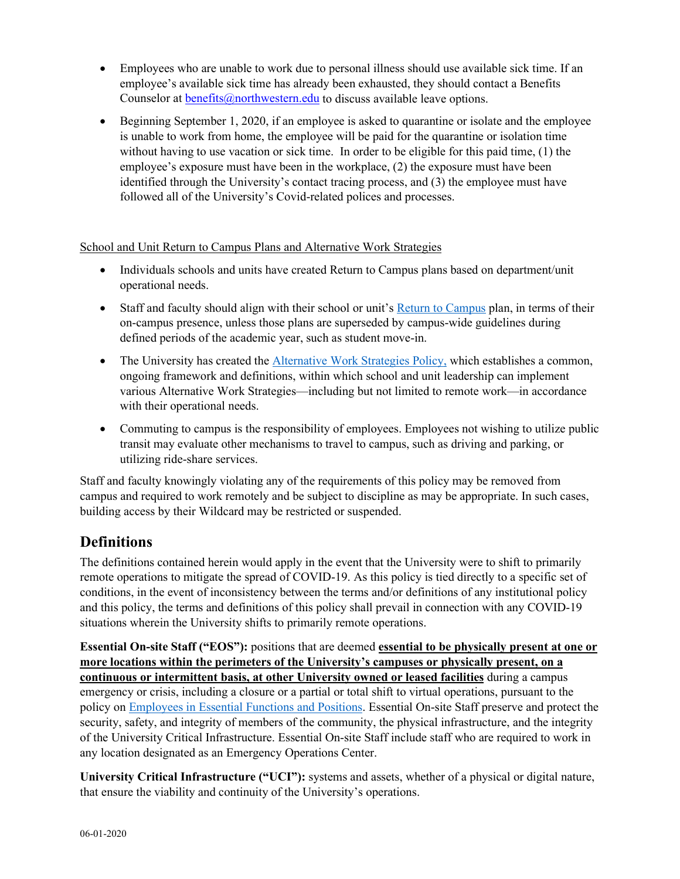- Employees who are unable to work due to personal illness should use available sick time. If an employee's available sick time has already been exhausted, they should contact a Benefits Counselor at benefits@northwestern.edu to discuss available leave options.
- Beginning September 1, 2020, if an employee is asked to quarantine or isolate and the employee is unable to work from home, the employee will be paid for the quarantine or isolation time without having to use vacation or sick time. In order to be eligible for this paid time, (1) the employee's exposure must have been in the workplace, (2) the exposure must have been identified through the University's contact tracing process, and (3) the employee must have followed all of the University's Covid-related polices and processes.

School and Unit Return to Campus Plans and Alternative Work Strategies

- Individuals schools and units have created Return to Campus plans based on department/unit operational needs.
- Staff and faculty should align with their school or unit's Return to Campus plan, in terms of their on-campus presence, unless those plans are superseded by campus-wide guidelines during defined periods of the academic year, such as student move-in.
- The University has created the Alternative Work Strategies Policy, which establishes a common, ongoing framework and definitions, within which school and unit leadership can implement various Alternative Work Strategies—including but not limited to remote work—in accordance with their operational needs.
- Commuting to campus is the responsibility of employees. Employees not wishing to utilize public transit may evaluate other mechanisms to travel to campus, such as driving and parking, or utilizing ride-share services.

Staff and faculty knowingly violating any of the requirements of this policy may be removed from campus and required to work remotely and be subject to discipline as may be appropriate. In such cases, building access by their Wildcard may be restricted or suspended.

## Definitions

The definitions contained herein would apply in the event that the University were to shift to primarily remote operations to mitigate the spread of COVID-19. As this policy is tied directly to a specific set of conditions, in the event of inconsistency between the terms and/or definitions of any institutional policy and this policy, the terms and definitions of this policy shall prevail in connection with any COVID-19 situations wherein the University shifts to primarily remote operations.

**Essential On-site Staff ("EOS"):** positions that are deemed **essential to be physically present at one or more locations within the perimeters of the University's campuses or physically present, on a continuous or intermittent basis, at other University owned or leased facilities** during a campus emergency or crisis, including a closure or a partial or total shift to virtual operations, pursuant to the policy on Employees in Essential Functions and Positions. Essential On-site Staff preserve and protect the security, safety, and integrity of members of the community, the physical infrastructure, and the integrity of the University Critical Infrastructure. Essential On-site Staff include staff who are required to work in any location designated as an Emergency Operations Center.

**University Critical Infrastructure ("UCI"):** systems and assets, whether of a physical or digital nature, that ensure the viability and continuity of the University's operations.

06-01-2020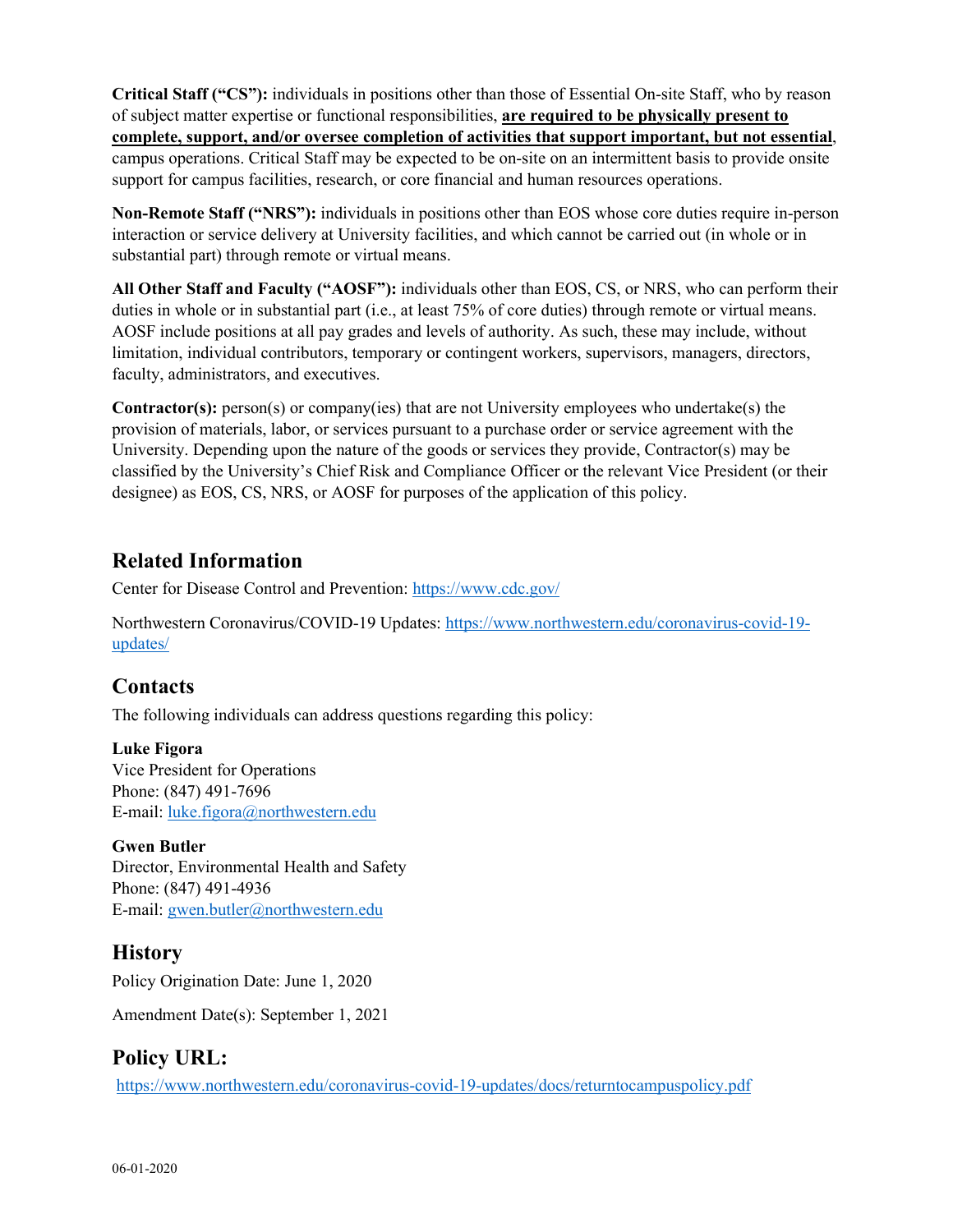**Critical Staff ("CS"):** individuals in positions other than those of Essential On-site Staff, who by reason of subject matter expertise or functional responsibilities, **are required to be physically present to complete, support, and/or oversee completion of activities that support important, but not essential**, campus operations. Critical Staff may be expected to be on-site on an intermittent basis to provide onsite support for campus facilities, research, or core financial and human resources operations.

**Non-Remote Staff ("NRS"):** individuals in positions other than EOS whose core duties require in-person interaction or service delivery at University facilities, and which cannot be carried out (in whole or in substantial part) through remote or virtual means.

**All Other Staff and Faculty ("AOSF"):** individuals other than EOS, CS, or NRS, who can perform their duties in whole or in substantial part (i.e., at least 75% of core duties) through remote or virtual means. AOSF include positions at all pay grades and levels of authority. As such, these may include, without limitation, individual contributors, temporary or contingent workers, supervisors, managers, directors, faculty, administrators, and executives.

**Contractor(s):** person(s) or company(ies) that are not University employees who undertake(s) the provision of materials, labor, or services pursuant to a purchase order or service agreement with the University. Depending upon the nature of the goods or services they provide, Contractor(s) may be classified by the University's Chief Risk and Compliance Officer or the relevant Vice President (or their designee) as EOS, CS, NRS, or AOSF for purposes of the application of this policy.

## Related Information

Center for Disease Control and Prevention: https://www.cdc.gov/

Northwestern Coronavirus/COVID-19 Updates: https://www.northwestern.edu/coronavirus-covid-19-updates/

## Contacts

The following individuals can address questions regarding this policy:

**Luke Figora**
Vice President for Operations
Phone: (847) 491-7696
E-mail: luke.figora@northwestern.edu

**Gwen Butler**
Director, Environmental Health and Safety
Phone: (847) 491-4936
E-mail: gwen.butler@northwestern.edu

## History

Policy Origination Date: June 1, 2020

Amendment Date(s): September 1, 2021

## Policy URL:

https://www.northwestern.edu/coronavirus-covid-19-updates/docs/returntocampuspolicy.pdf